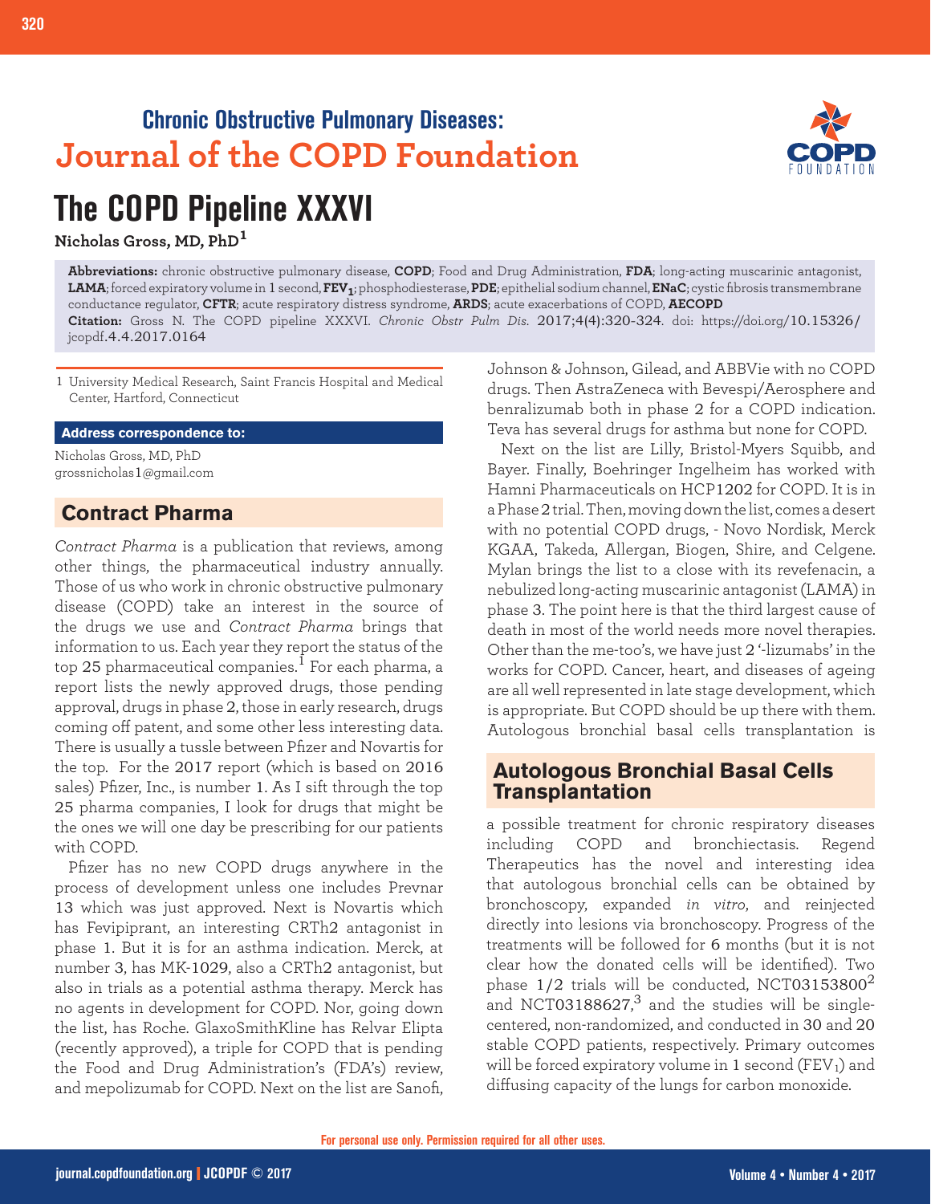## Chronic Obstructive Pulmonary Diseases:
## Journal of the COPD Foundation

# The COPD Pipeline XXXVI

**Nicholas Gross, MD, PhD**[1]

**Abbreviations:** chronic obstructive pulmonary disease, **COPD**; Food and Drug Administration, **FDA**; long-acting muscarinic antagonist, **LAMA**; forced expiratory volume in 1 second, **$FEV_1$**; phosphodiesterase, **PDE**; epithelial sodium channel, **ENaC**; cystic fibrosis transmembrane conductance regulator, **CFTR**; acute respiratory distress syndrome, **ARDS**; acute exacerbations of COPD, **AECOPD**

**Citation:** Gross N. The COPD pipeline XXXVI. *Chronic Obstr Pulm Dis*. 2017;4(4):320-324. doi: https://doi.org/10.15326/jcopdf.4.4.2017.0164

1 University Medical Research, Saint Francis Hospital and Medical Center, Hartford, Connecticut

**Address correspondence to:**

Nicholas Gross, MD, PhD
grossnicholas1@gmail.com

## Contract Pharma

*Contract Pharma* is a publication that reviews, among other things, the pharmaceutical industry annually. Those of us who work in chronic obstructive pulmonary disease (COPD) take an interest in the source of the drugs we use and *Contract Pharma* brings that information to us. Each year they report the status of the top 25 pharmaceutical companies.[1] For each pharma, a report lists the newly approved drugs, those pending approval, drugs in phase 2, those in early research, drugs coming off patent, and some other less interesting data. There is usually a tussle between Pfizer and Novartis for the top. For the 2017 report (which is based on 2016 sales) Pfizer, Inc., is number 1. As I sift through the top 25 pharma companies, I look for drugs that might be the ones we will one day be prescribing for our patients with COPD.

Pfizer has no new COPD drugs anywhere in the process of development unless one includes Prevnar 13 which was just approved. Next is Novartis which has Fevipiprant, an interesting CRTh2 antagonist in phase 1. But it is for an asthma indication. Merck, at number 3, has MK-1029, also a CRTh2 antagonist, but also in trials as a potential asthma therapy. Merck has no agents in development for COPD. Nor, going down the list, has Roche. GlaxoSmithKline has Relvar Elipta (recently approved), a triple for COPD that is pending the Food and Drug Administration's (FDA's) review, and mepolizumab for COPD. Next on the list are Sanofi, Johnson & Johnson, Gilead, and ABBVie with no COPD drugs. Then AstraZeneca with Bevespi/Aerosphere and benralizumab both in phase 2 for a COPD indication. Teva has several drugs for asthma but none for COPD.

Next on the list are Lilly, Bristol-Myers Squibb, and Bayer. Finally, Boehringer Ingelheim has worked with Hamni Pharmaceuticals on HCP1202 for COPD. It is in a Phase 2 trial. Then, moving down the list, comes a desert with no potential COPD drugs, - Novo Nordisk, Merck KGAA, Takeda, Allergan, Biogen, Shire, and Celgene. Mylan brings the list to a close with its revefenacin, a nebulized long-acting muscarinic antagonist (LAMA) in phase 3. The point here is that the third largest cause of death in most of the world needs more novel therapies. Other than the me-too's, we have just 2 '-lizumabs' in the works for COPD. Cancer, heart, and diseases of ageing are all well represented in late stage development, which is appropriate. But COPD should be up there with them. Autologous bronchial basal cells transplantation is a possible treatment for chronic respiratory diseases including COPD and bronchiectasis.

## Autologous Bronchial Basal Cells Transplantation

Regend Therapeutics has the novel and interesting idea that autologous bronchial cells can be obtained by bronchoscopy, expanded *in vitro*, and reinjected directly into lesions via bronchoscopy. Progress of the treatments will be followed for 6 months (but it is not clear how the donated cells will be identified). Two phase 1/2 trials will be conducted, NCT03153800[2] and NCT03188627,[3] and the studies will be single-centered, non-randomized, and conducted in 30 and 20 stable COPD patients, respectively. Primary outcomes will be forced expiratory volume in 1 second ($FEV_1$) and diffusing capacity of the lungs for carbon monoxide.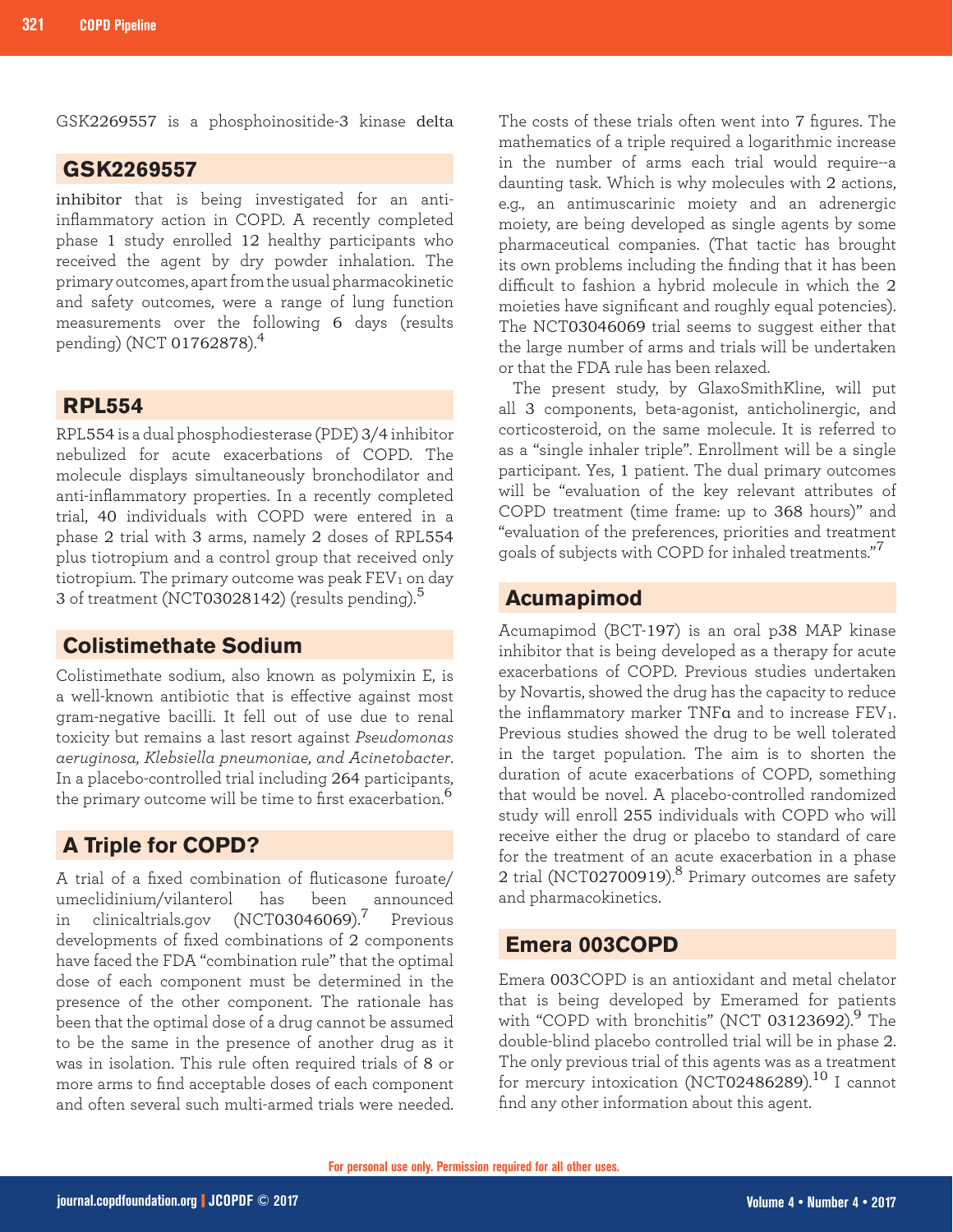GSK2269557 is a phosphoinositide-3 kinase delta

## GSK2269557

inhibitor that is being investigated for an anti-inflammatory action in COPD. A recently completed phase 1 study enrolled 12 healthy participants who received the agent by dry powder inhalation. The primary outcomes, apart from the usual pharmacokinetic and safety outcomes, were a range of lung function measurements over the following 6 days (results pending) (NCT 01762878).[4]

## RPL554

RPL554 is a dual phosphodiesterase (PDE) 3/4 inhibitor nebulized for acute exacerbations of COPD. The molecule displays simultaneously bronchodilator and anti-inflammatory properties. In a recently completed trial, 40 individuals with COPD were entered in a phase 2 trial with 3 arms, namely 2 doses of RPL554 plus tiotropium and a control group that received only tiotropium. The primary outcome was peak $FEV_1$ on day 3 of treatment (NCT03028142) (results pending).[5]

## Colistimethate Sodium

Colistimethate sodium, also known as polymixin E, is a well-known antibiotic that is effective against most gram-negative bacilli. It fell out of use due to renal toxicity but remains a last resort against *Pseudomonas aeruginosa, Klebsiella pneumoniae, and Acinetobacter*. In a placebo-controlled trial including 264 participants, the primary outcome will be time to first exacerbation.[6]

## A Triple for COPD?

A trial of a fixed combination of fluticasone furoate/umeclidinium/vilanterol has been announced in clinicaltrials.gov (NCT03046069).[7] Previous developments of fixed combinations of 2 components have faced the FDA "combination rule" that the optimal dose of each component must be determined in the presence of the other component. The rationale has been that the optimal dose of a drug cannot be assumed to be the same in the presence of another drug as it was in isolation. This rule often required trials of 8 or more arms to find acceptable doses of each component and often several such multi-armed trials were needed. The costs of these trials often went into 7 figures. The mathematics of a triple required a logarithmic increase in the number of arms each trial would require--a daunting task. Which is why molecules with 2 actions, e.g., an antimuscarinic moiety and an adrenergic moiety, are being developed as single agents by some pharmaceutical companies. (That tactic has brought its own problems including the finding that it has been difficult to fashion a hybrid molecule in which the 2 moieties have significant and roughly equal potencies). The NCT03046069 trial seems to suggest either that the large number of arms and trials will be undertaken or that the FDA rule has been relaxed.

The present study, by GlaxoSmithKline, will put all 3 components, beta-agonist, anticholinergic, and corticosteroid, on the same molecule. It is referred to as a "single inhaler triple". Enrollment will be a single participant. Yes, 1 patient. The dual primary outcomes will be "evaluation of the key relevant attributes of COPD treatment (time frame: up to 368 hours)" and "evaluation of the preferences, priorities and treatment goals of subjects with COPD for inhaled treatments."[7]

## Acumapimod

Acumapimod (BCT-197) is an oral p38 MAP kinase inhibitor that is being developed as a therapy for acute exacerbations of COPD. Previous studies undertaken by Novartis, showed the drug has the capacity to reduce the inflammatory marker TNFα and to increase $FEV_1$. Previous studies showed the drug to be well tolerated in the target population. The aim is to shorten the duration of acute exacerbations of COPD, something that would be novel. A placebo-controlled randomized study will enroll 255 individuals with COPD who will receive either the drug or placebo to standard of care for the treatment of an acute exacerbation in a phase 2 trial (NCT02700919).[8] Primary outcomes are safety and pharmacokinetics.

## Emera 003COPD

Emera 003COPD is an antioxidant and metal chelator that is being developed by Emeramed for patients with "COPD with bronchitis" (NCT 03123692).[9] The double-blind placebo controlled trial will be in phase 2. The only previous trial of this agents was as a treatment for mercury intoxication (NCT02486289).[10] I cannot find any other information about this agent.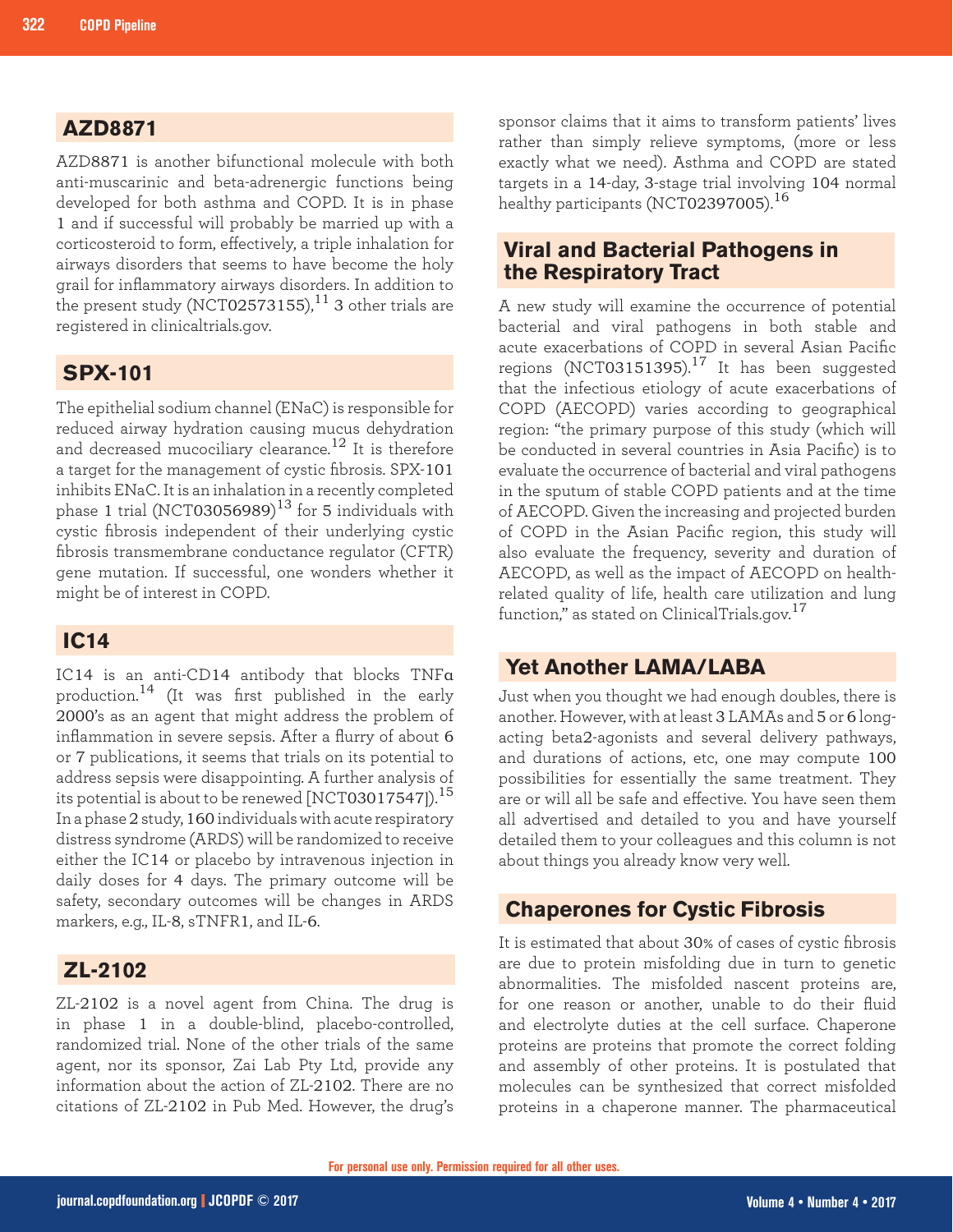## AZD8871

AZD8871 is another bifunctional molecule with both anti-muscarinic and beta-adrenergic functions being developed for both asthma and COPD. It is in phase 1 and if successful will probably be married up with a corticosteroid to form, effectively, a triple inhalation for airways disorders that seems to have become the holy grail for inflammatory airways disorders. In addition to the present study (NCT02573155),[11] 3 other trials are registered in clinicaltrials.gov.

## SPX-101

The epithelial sodium channel (ENaC) is responsible for reduced airway hydration causing mucus dehydration and decreased mucociliary clearance.[12] It is therefore a target for the management of cystic fibrosis. SPX-101 inhibits ENaC. It is an inhalation in a recently completed phase 1 trial (NCT03056989)[13] for 5 individuals with cystic fibrosis independent of their underlying cystic fibrosis transmembrane conductance regulator (CFTR) gene mutation. If successful, one wonders whether it might be of interest in COPD.

## IC14

IC14 is an anti-CD14 antibody that blocks TNFα production.[14] (It was first published in the early 2000's as an agent that might address the problem of inflammation in severe sepsis. After a flurry of about 6 or 7 publications, it seems that trials on its potential to address sepsis were disappointing. A further analysis of its potential is about to be renewed [NCT03017547]).[15] In a phase 2 study, 160 individuals with acute respiratory distress syndrome (ARDS) will be randomized to receive either the IC14 or placebo by intravenous injection in daily doses for 4 days. The primary outcome will be safety, secondary outcomes will be changes in ARDS markers, e.g., IL-8, sTNFR1, and IL-6.

## ZL-2102

ZL-2102 is a novel agent from China. The drug is in phase 1 in a double-blind, placebo-controlled, randomized trial. None of the other trials of the same agent, nor its sponsor, Zai Lab Pty Ltd, provide any information about the action of ZL-2102. There are no citations of ZL-2102 in Pub Med. However, the drug's sponsor claims that it aims to transform patients' lives rather than simply relieve symptoms, (more or less exactly what we need). Asthma and COPD are stated targets in a 14-day, 3-stage trial involving 104 normal healthy participants (NCT02397005).[16]

## Viral and Bacterial Pathogens in the Respiratory Tract

A new study will examine the occurrence of potential bacterial and viral pathogens in both stable and acute exacerbations of COPD in several Asian Pacific regions (NCT03151395).[17] It has been suggested that the infectious etiology of acute exacerbations of COPD (AECOPD) varies according to geographical region: "the primary purpose of this study (which will be conducted in several countries in Asia Pacific) is to evaluate the occurrence of bacterial and viral pathogens in the sputum of stable COPD patients and at the time of AECOPD. Given the increasing and projected burden of COPD in the Asian Pacific region, this study will also evaluate the frequency, severity and duration of AECOPD, as well as the impact of AECOPD on health-related quality of life, health care utilization and lung function," as stated on ClinicalTrials.gov.[17]

## Yet Another LAMA/LABA

Just when you thought we had enough doubles, there is another. However, with at least 3 LAMAs and 5 or 6 long-acting beta2-agonists and several delivery pathways, and durations of actions, etc, one may compute 100 possibilities for essentially the same treatment. They are or will all be safe and effective. You have seen them all advertised and detailed to you and have yourself detailed them to your colleagues and this column is not about things you already know very well.

## Chaperones for Cystic Fibrosis

It is estimated that about 30% of cases of cystic fibrosis are due to protein misfolding due in turn to genetic abnormalities. The misfolded nascent proteins are, for one reason or another, unable to do their fluid and electrolyte duties at the cell surface. Chaperone proteins are proteins that promote the correct folding and assembly of other proteins. It is postulated that molecules can be synthesized that correct misfolded proteins in a chaperone manner. The pharmaceutical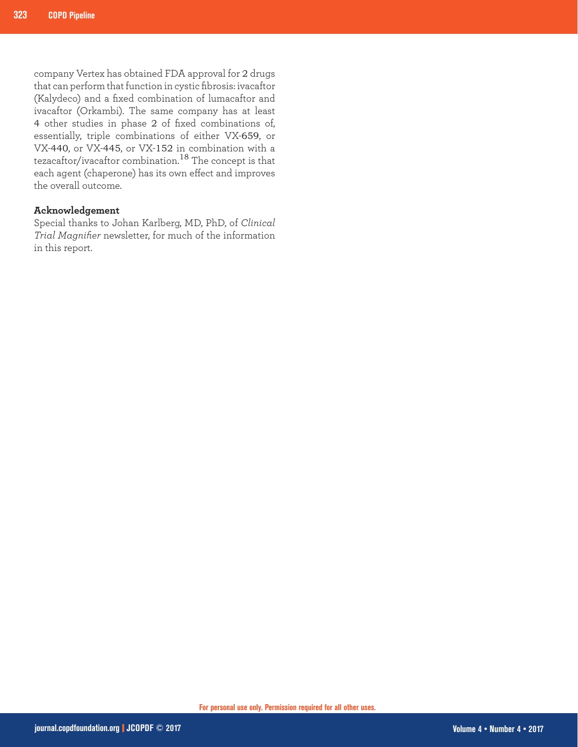company Vertex has obtained FDA approval for 2 drugs that can perform that function in cystic fibrosis: ivacaftor (Kalydeco) and a fixed combination of lumacaftor and ivacaftor (Orkambi). The same company has at least 4 other studies in phase 2 of fixed combinations of, essentially, triple combinations of either VX-659, or VX-440, or VX-445, or VX-152 in combination with a tezacaftor/ivacaftor combination.[18] The concept is that each agent (chaperone) has its own effect and improves the overall outcome.

**Acknowledgement**

Special thanks to Johan Karlberg, MD, PhD, of *Clinical Trial Magnifier* newsletter, for much of the information in this report.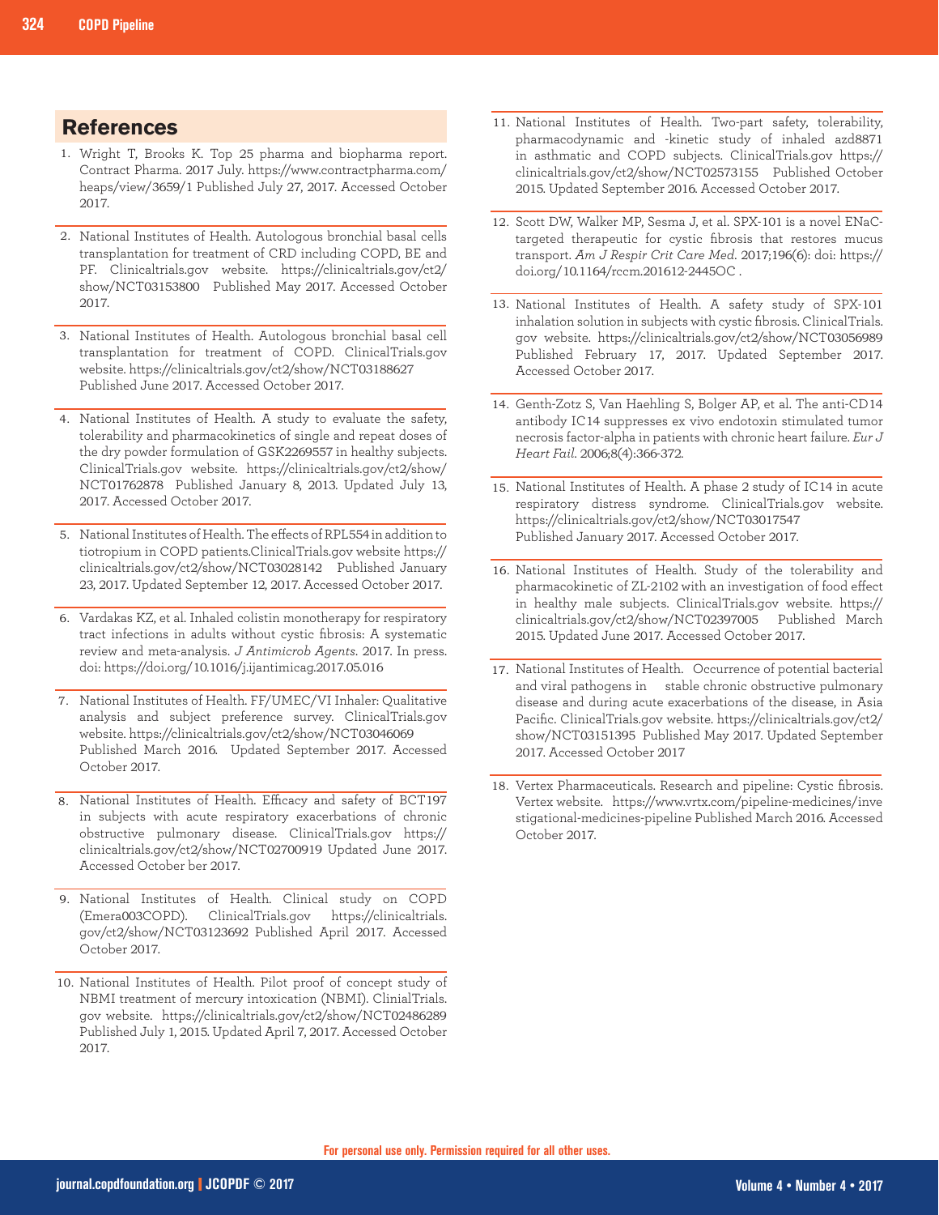## References

1. Wright T, Brooks K. Top 25 pharma and biopharma report. Contract Pharma. 2017 July. https://www.contractpharma.com/heaps/view/3659/1 Published July 27, 2017. Accessed October 2017.

2. National Institutes of Health. Autologous bronchial basal cells transplantation for treatment of CRD including COPD, BE and PF. Clinicaltrials.gov website. https://clinicaltrials.gov/ct2/show/NCT03153800 Published May 2017. Accessed October 2017.

3. National Institutes of Health. Autologous bronchial basal cell transplantation for treatment of COPD. ClinicalTrials.gov website. https://clinicaltrials.gov/ct2/show/NCT03188627 Published June 2017. Accessed October 2017.

4. National Institutes of Health. A study to evaluate the safety, tolerability and pharmacokinetics of single and repeat doses of the dry powder formulation of GSK2269557 in healthy subjects. ClinicalTrials.gov website. https://clinicaltrials.gov/ct2/show/NCT01762878 Published January 8, 2013. Updated July 13, 2017. Accessed October 2017.

5. National Institutes of Health. The effects of RPL554 in addition to tiotropium in COPD patients.ClinicalTrials.gov website https://clinicaltrials.gov/ct2/show/NCT03028142 Published January 23, 2017. Updated September 12, 2017. Accessed October 2017.

6. Vardakas KZ, et al. Inhaled colistin monotherapy for respiratory tract infections in adults without cystic fibrosis: A systematic review and meta-analysis. *J Antimicrob Agents*. 2017. In press. doi: https://doi.org/10.1016/j.ijantimicag.2017.05.016

7. National Institutes of Health. FF/UMEC/VI Inhaler: Qualitative analysis and subject preference survey. ClinicalTrials.gov website. https://clinicaltrials.gov/ct2/show/NCT03046069 Published March 2016. Updated September 2017. Accessed October 2017.

8. National Institutes of Health. Efficacy and safety of BCT197 in subjects with acute respiratory exacerbations of chronic obstructive pulmonary disease. ClinicalTrials.gov https://clinicaltrials.gov/ct2/show/NCT02700919 Updated June 2017. Accessed October ber 2017.

9. National Institutes of Health. Clinical study on COPD (Emera003COPD). ClinicalTrials.gov https://clinicaltrials.gov/ct2/show/NCT03123692 Published April 2017. Accessed October 2017.

10. National Institutes of Health. Pilot proof of concept study of NBMI treatment of mercury intoxication (NBMI). ClinialTrials.gov website. https://clinicaltrials.gov/ct2/show/NCT02486289 Published July 1, 2015. Updated April 7, 2017. Accessed October 2017.

11. National Institutes of Health. Two-part safety, tolerability, pharmacodynamic and -kinetic study of inhaled azd8871 in asthmatic and COPD subjects. ClinicalTrials.gov https://clinicaltrials.gov/ct2/show/NCT02573155 Published October 2015. Updated September 2016. Accessed October 2017.

12. Scott DW, Walker MP, Sesma J, et al. SPX-101 is a novel ENaC-targeted therapeutic for cystic fibrosis that restores mucus transport. *Am J Respir Crit Care Med*. 2017;196(6): doi: https://doi.org/10.1164/rccm.201612-2445OC .

13. National Institutes of Health. A safety study of SPX-101 inhalation solution in subjects with cystic fibrosis. ClinicalTrials.gov website. https://clinicaltrials.gov/ct2/show/NCT03056989 Published February 17, 2017. Updated September 2017. Accessed October 2017.

14. Genth-Zotz S, Van Haehling S, Bolger AP, et al. The anti-CD14 antibody IC14 suppresses ex vivo endotoxin stimulated tumor necrosis factor-alpha in patients with chronic heart failure. *Eur J Heart Fail*. 2006;8(4):366-372.

15. National Institutes of Health. A phase 2 study of IC14 in acute respiratory distress syndrome. ClinicalTrials.gov website. https://clinicaltrials.gov/ct2/show/NCT03017547 Published January 2017. Accessed October 2017.

16. National Institutes of Health. Study of the tolerability and pharmacokinetic of ZL-2102 with an investigation of food effect in healthy male subjects. ClinicalTrials.gov website. https://clinicaltrials.gov/ct2/show/NCT02397005 Published March 2015. Updated June 2017. Accessed October 2017.

17. National Institutes of Health. Occurrence of potential bacterial and viral pathogens in stable chronic obstructive pulmonary disease and during acute exacerbations of the disease, in Asia Pacific. ClinicalTrials.gov website. https://clinicaltrials.gov/ct2/show/NCT03151395 Published May 2017. Updated September 2017. Accessed October 2017

18. Vertex Pharmaceuticals. Research and pipeline: Cystic fibrosis. Vertex website. https://www.vrtx.com/pipeline-medicines/investigational-medicines-pipeline Published March 2016. Accessed October 2017.

For personal use only. Permission required for all other uses.